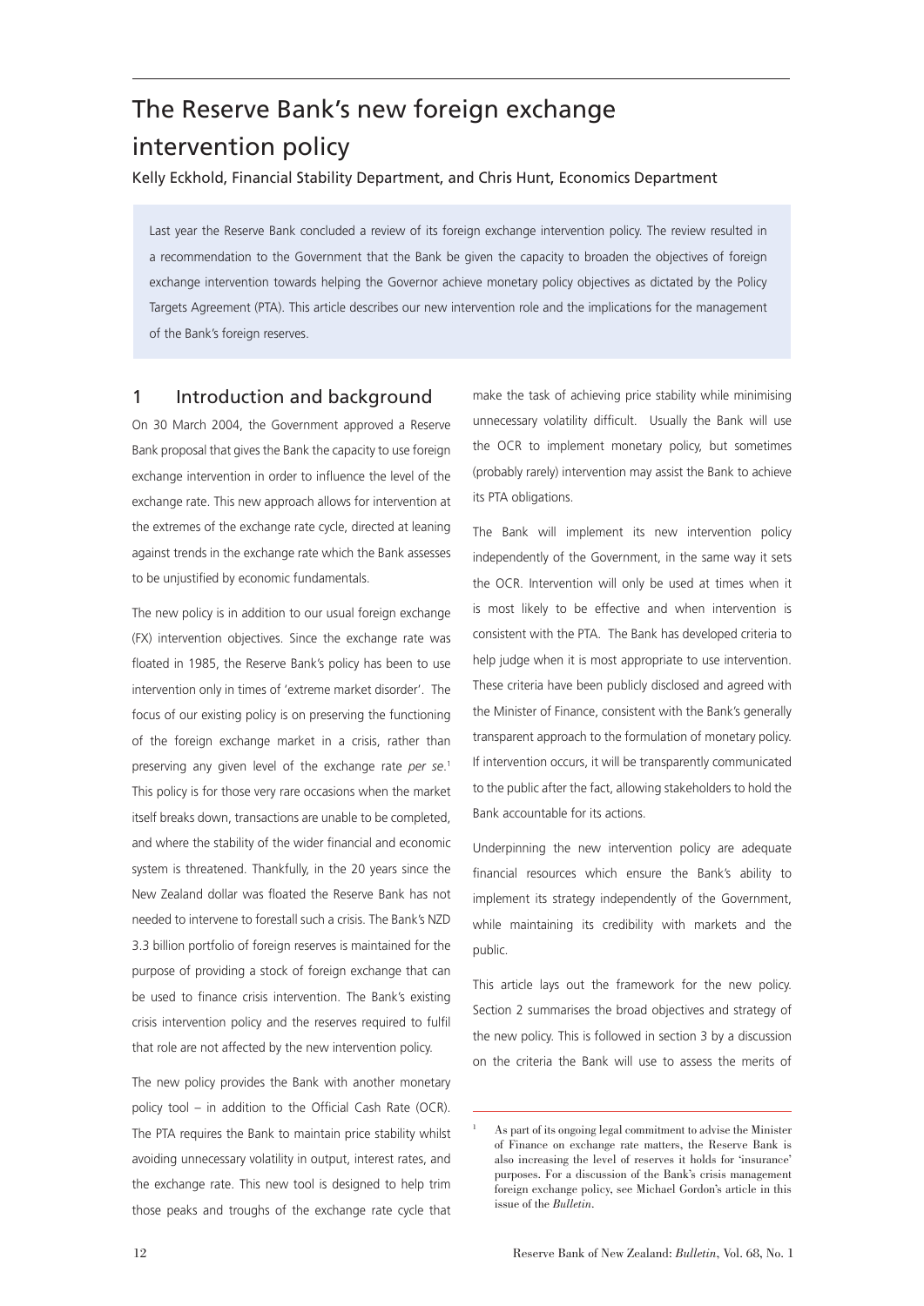# The Reserve Bank's new foreign exchange intervention policy

Kelly Eckhold, Financial Stability Department, and Chris Hunt, Economics Department

Last year the Reserve Bank concluded a review of its foreign exchange intervention policy. The review resulted in a recommendation to the Government that the Bank be given the capacity to broaden the objectives of foreign exchange intervention towards helping the Governor achieve monetary policy objectives as dictated by the Policy Targets Agreement (PTA). This article describes our new intervention role and the implications for the management of the Bank's foreign reserves.

## 1 Introduction and background

On 30 March 2004, the Government approved a Reserve Bank proposal that gives the Bank the capacity to use foreign exchange intervention in order to influence the level of the exchange rate. This new approach allows for intervention at the extremes of the exchange rate cycle, directed at leaning against trends in the exchange rate which the Bank assesses to be unjustified by economic fundamentals.

The new policy is in addition to our usual foreign exchange (FX) intervention objectives. Since the exchange rate was floated in 1985, the Reserve Bank's policy has been to use intervention only in times of 'extreme market disorder'. The focus of our existing policy is on preserving the functioning of the foreign exchange market in a crisis, rather than preserving any given level of the exchange rate *per se*.[1] This policy is for those very rare occasions when the market itself breaks down, transactions are unable to be completed, and where the stability of the wider financial and economic system is threatened. Thankfully, in the 20 years since the New Zealand dollar was floated the Reserve Bank has not needed to intervene to forestall such a crisis. The Bank's NZD 3.3 billion portfolio of foreign reserves is maintained for the purpose of providing a stock of foreign exchange that can be used to finance crisis intervention. The Bank's existing crisis intervention policy and the reserves required to fulfil that role are not affected by the new intervention policy.

The new policy provides the Bank with another monetary policy tool – in addition to the Official Cash Rate (OCR). The PTA requires the Bank to maintain price stability whilst avoiding unnecessary volatility in output, interest rates, and the exchange rate. This new tool is designed to help trim those peaks and troughs of the exchange rate cycle that make the task of achieving price stability while minimising unnecessary volatility difficult. Usually the Bank will use the OCR to implement monetary policy, but sometimes (probably rarely) intervention may assist the Bank to achieve its PTA obligations.

The Bank will implement its new intervention policy independently of the Government, in the same way it sets the OCR. Intervention will only be used at times when it is most likely to be effective and when intervention is consistent with the PTA. The Bank has developed criteria to help judge when it is most appropriate to use intervention. These criteria have been publicly disclosed and agreed with the Minister of Finance, consistent with the Bank's generally transparent approach to the formulation of monetary policy. If intervention occurs, it will be transparently communicated to the public after the fact, allowing stakeholders to hold the Bank accountable for its actions.

Underpinning the new intervention policy are adequate financial resources which ensure the Bank's ability to implement its strategy independently of the Government, while maintaining its credibility with markets and the public.

This article lays out the framework for the new policy. Section 2 summarises the broad objectives and strategy of the new policy. This is followed in section 3 by a discussion on the criteria the Bank will use to assess the merits of

---

[1] As part of its ongoing legal commitment to advise the Minister of Finance on exchange rate matters, the Reserve Bank is also increasing the level of reserves it holds for 'insurance' purposes. For a discussion of the Bank's crisis management foreign exchange policy, see Michael Gordon's article in this issue of the *Bulletin*.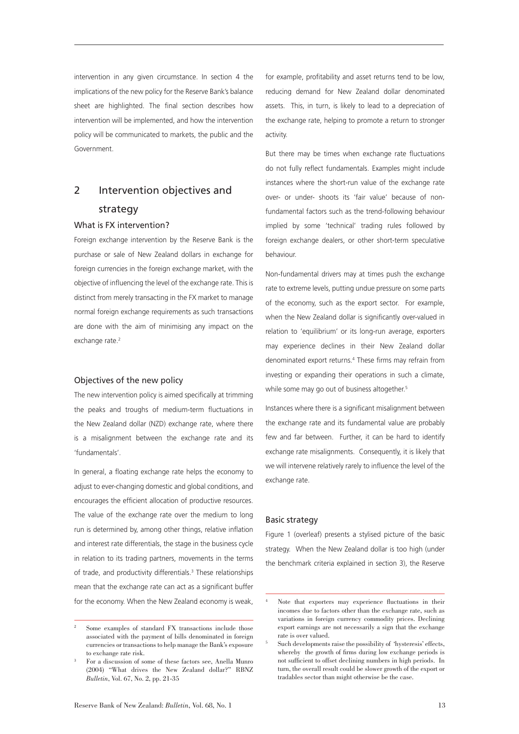intervention in any given circumstance. In section 4 the implications of the new policy for the Reserve Bank's balance sheet are highlighted. The final section describes how intervention will be implemented, and how the intervention policy will be communicated to markets, the public and the Government.

## 2 Intervention objectives and strategy

### What is FX intervention?

Foreign exchange intervention by the Reserve Bank is the purchase or sale of New Zealand dollars in exchange for foreign currencies in the foreign exchange market, with the objective of influencing the level of the exchange rate. This is distinct from merely transacting in the FX market to manage normal foreign exchange requirements as such transactions are done with the aim of minimising any impact on the exchange rate.[2]

### Objectives of the new policy

The new intervention policy is aimed specifically at trimming the peaks and troughs of medium-term fluctuations in the New Zealand dollar (NZD) exchange rate, where there is a misalignment between the exchange rate and its 'fundamentals'.

In general, a floating exchange rate helps the economy to adjust to ever-changing domestic and global conditions, and encourages the efficient allocation of productive resources. The value of the exchange rate over the medium to long run is determined by, among other things, relative inflation and interest rate differentials, the stage in the business cycle in relation to its trading partners, movements in the terms of trade, and productivity differentials.[3] These relationships mean that the exchange rate can act as a significant buffer for the economy. When the New Zealand economy is weak, for example, profitability and asset returns tend to be low, reducing demand for New Zealand dollar denominated assets. This, in turn, is likely to lead to a depreciation of the exchange rate, helping to promote a return to stronger activity.

But there may be times when exchange rate fluctuations do not fully reflect fundamentals. Examples might include instances where the short-run value of the exchange rate over- or under- shoots its 'fair value' because of non-fundamental factors such as the trend-following behaviour implied by some 'technical' trading rules followed by foreign exchange dealers, or other short-term speculative behaviour.

Non-fundamental drivers may at times push the exchange rate to extreme levels, putting undue pressure on some parts of the economy, such as the export sector. For example, when the New Zealand dollar is significantly over-valued in relation to 'equilibrium' or its long-run average, exporters may experience declines in their New Zealand dollar denominated export returns.[4] These firms may refrain from investing or expanding their operations in such a climate, while some may go out of business altogether.[5]

Instances where there is a significant misalignment between the exchange rate and its fundamental value are probably few and far between. Further, it can be hard to identify exchange rate misalignments. Consequently, it is likely that we will intervene relatively rarely to influence the level of the exchange rate.

### Basic strategy

Figure 1 (overleaf) presents a stylised picture of the basic strategy. When the New Zealand dollar is too high (under the benchmark criteria explained in section 3), the Reserve

---

[2] Some examples of standard FX transactions include those associated with the payment of bills denominated in foreign currencies or transactions to help manage the Bank's exposure to exchange rate risk.

[3] For a discussion of some of these factors see, Anella Munro (2004) "What drives the New Zealand dollar?" RBNZ *Bulletin*, Vol. 67, No. 2, pp. 21-35

[4] Note that exporters may experience fluctuations in their incomes due to factors other than the exchange rate, such as variations in foreign currency commodity prices. Declining export earnings are not necessarily a sign that the exchange rate is over valued.

[5] Such developments raise the possibility of 'hysteresis' effects, whereby the growth of firms during low exchange periods is not sufficient to offset declining numbers in high periods. In turn, the overall result could be slower growth of the export or tradables sector than might otherwise be the case.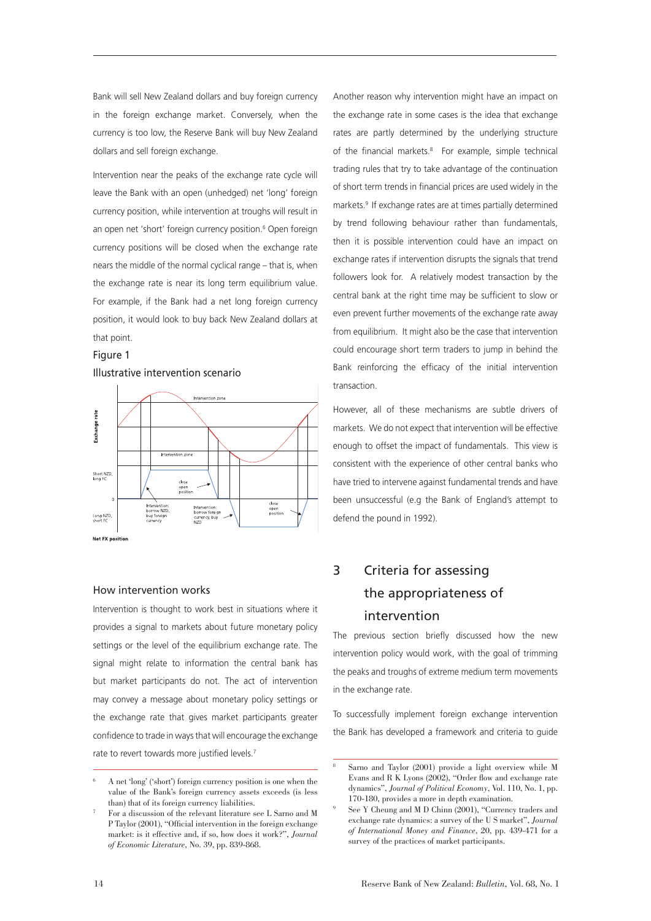Bank will sell New Zealand dollars and buy foreign currency in the foreign exchange market. Conversely, when the currency is too low, the Reserve Bank will buy New Zealand dollars and sell foreign exchange.

Intervention near the peaks of the exchange rate cycle will leave the Bank with an open (unhedged) net 'long' foreign currency position, while intervention at troughs will result in an open net 'short' foreign currency position.[6] Open foreign currency positions will be closed when the exchange rate nears the middle of the normal cyclical range – that is, when the exchange rate is near its long term equilibrium value. For example, if the Bank had a net long foreign currency position, it would look to buy back New Zealand dollars at that point.

Figure 1

Illustrative intervention scenario

### How intervention works

Intervention is thought to work best in situations where it provides a signal to markets about future monetary policy settings or the level of the equilibrium exchange rate. The signal might relate to information the central bank has but market participants do not. The act of intervention may convey a message about monetary policy settings or the exchange rate that gives market participants greater confidence to trade in ways that will encourage the exchange rate to revert towards more justified levels.[7]

Another reason why intervention might have an impact on the exchange rate in some cases is the idea that exchange rates are partly determined by the underlying structure of the financial markets.[8] For example, simple technical trading rules that try to take advantage of the continuation of short term trends in financial prices are used widely in the markets.[9] If exchange rates are at times partially determined by trend following behaviour rather than fundamentals, then it is possible intervention could have an impact on exchange rates if intervention disrupts the signals that trend followers look for. A relatively modest transaction by the central bank at the right time may be sufficient to slow or even prevent further movements of the exchange rate away from equilibrium. It might also be the case that intervention could encourage short term traders to jump in behind the Bank reinforcing the efficacy of the initial intervention transaction.

However, all of these mechanisms are subtle drivers of markets. We do not expect that intervention will be effective enough to offset the impact of fundamentals. This view is consistent with the experience of other central banks who have tried to intervene against fundamental trends and have been unsuccessful (e.g the Bank of England's attempt to defend the pound in 1992).

## 3 Criteria for assessing the appropriateness of intervention

The previous section briefly discussed how the new intervention policy would work, with the goal of trimming the peaks and troughs of extreme medium term movements in the exchange rate.

To successfully implement foreign exchange intervention the Bank has developed a framework and criteria to guide

---

[6] A net 'long' ('short') foreign currency position is one when the value of the Bank's foreign currency assets exceeds (is less than) that of its foreign currency liabilities.

[7] For a discussion of the relevant literature see L Sarno and M P Taylor (2001), "Official intervention in the foreign exchange market: is it effective and, if so, how does it work?", *Journal of Economic Literature*, No. 39, pp. 839-868.

[8] Sarno and Taylor (2001) provide a light overview while M Evans and R K Lyons (2002), "Order flow and exchange rate dynamics", *Journal of Political Economy*, Vol. 110, No. 1, pp. 170-180, provides a more in depth examination.

[9] See Y Cheung and M D Chinn (2001), "Currency traders and exchange rate dynamics: a survey of the U S market", *Journal of International Money and Finance*, 20, pp. 439-471 for a survey of the practices of market participants.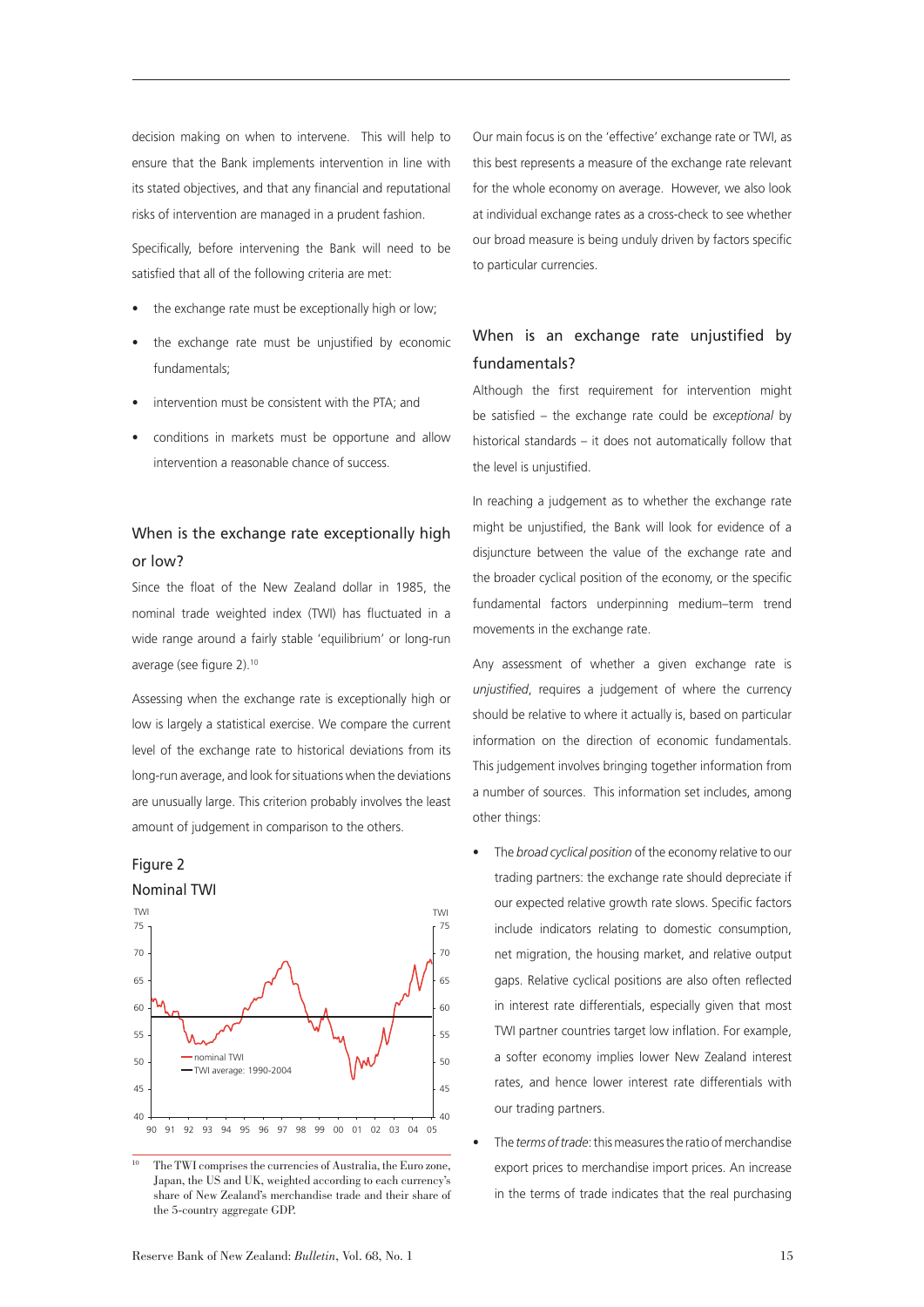decision making on when to intervene. This will help to ensure that the Bank implements intervention in line with its stated objectives, and that any financial and reputational risks of intervention are managed in a prudent fashion.

Specifically, before intervening the Bank will need to be satisfied that all of the following criteria are met:

- the exchange rate must be exceptionally high or low;
- the exchange rate must be unjustified by economic fundamentals;
- intervention must be consistent with the PTA; and
- conditions in markets must be opportune and allow intervention a reasonable chance of success.

## When is the exchange rate exceptionally high or low?

Since the float of the New Zealand dollar in 1985, the nominal trade weighted index (TWI) has fluctuated in a wide range around a fairly stable 'equilibrium' or long-run average (see figure 2).[10]

Assessing when the exchange rate is exceptionally high or low is largely a statistical exercise. We compare the current level of the exchange rate to historical deviations from its long-run average, and look for situations when the deviations are unusually large. This criterion probably involves the least amount of judgement in comparison to the others.

Figure 2
Nominal TWI

[10] The TWI comprises the currencies of Australia, the Euro zone, Japan, the US and UK, weighted according to each currency's share of New Zealand's merchandise trade and their share of the 5-country aggregate GDP.

Our main focus is on the 'effective' exchange rate or TWI, as this best represents a measure of the exchange rate relevant for the whole economy on average. However, we also look at individual exchange rates as a cross-check to see whether our broad measure is being unduly driven by factors specific to particular currencies.

## When is an exchange rate unjustified by fundamentals?

Although the first requirement for intervention might be satisfied – the exchange rate could be *exceptional* by historical standards – it does not automatically follow that the level is unjustified.

In reaching a judgement as to whether the exchange rate might be unjustified, the Bank will look for evidence of a disjuncture between the value of the exchange rate and the broader cyclical position of the economy, or the specific fundamental factors underpinning medium–term trend movements in the exchange rate.

Any assessment of whether a given exchange rate is *unjustified*, requires a judgement of where the currency should be relative to where it actually is, based on particular information on the direction of economic fundamentals. This judgement involves bringing together information from a number of sources. This information set includes, among other things:

- The *broad cyclical position* of the economy relative to our trading partners: the exchange rate should depreciate if our expected relative growth rate slows. Specific factors include indicators relating to domestic consumption, net migration, the housing market, and relative output gaps. Relative cyclical positions are also often reflected in interest rate differentials, especially given that most TWI partner countries target low inflation. For example, a softer economy implies lower New Zealand interest rates, and hence lower interest rate differentials with our trading partners.
- The *terms of trade*: this measures the ratio of merchandise export prices to merchandise import prices. An increase in the terms of trade indicates that the real purchasing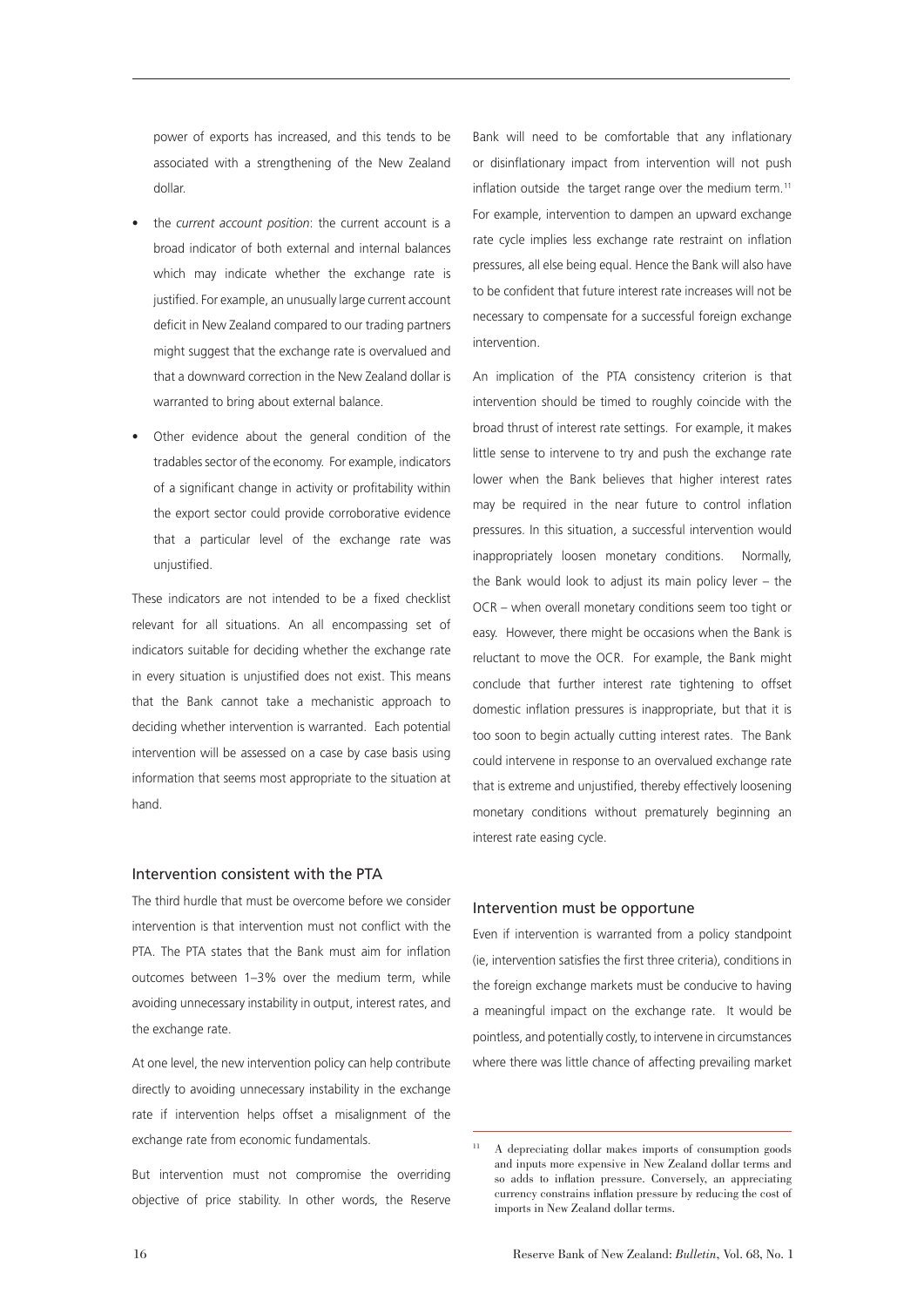power of exports has increased, and this tends to be associated with a strengthening of the New Zealand dollar.

- the *current account position*: the current account is a broad indicator of both external and internal balances which may indicate whether the exchange rate is justified. For example, an unusually large current account deficit in New Zealand compared to our trading partners might suggest that the exchange rate is overvalued and that a downward correction in the New Zealand dollar is warranted to bring about external balance.
- Other evidence about the general condition of the tradables sector of the economy. For example, indicators of a significant change in activity or profitability within the export sector could provide corroborative evidence that a particular level of the exchange rate was unjustified.

These indicators are not intended to be a fixed checklist relevant for all situations. An all encompassing set of indicators suitable for deciding whether the exchange rate in every situation is unjustified does not exist. This means that the Bank cannot take a mechanistic approach to deciding whether intervention is warranted. Each potential intervention will be assessed on a case by case basis using information that seems most appropriate to the situation at hand.

### Intervention consistent with the PTA

The third hurdle that must be overcome before we consider intervention is that intervention must not conflict with the PTA. The PTA states that the Bank must aim for inflation outcomes between 1–3% over the medium term, while avoiding unnecessary instability in output, interest rates, and the exchange rate.

At one level, the new intervention policy can help contribute directly to avoiding unnecessary instability in the exchange rate if intervention helps offset a misalignment of the exchange rate from economic fundamentals.

But intervention must not compromise the overriding objective of price stability. In other words, the Reserve Bank will need to be comfortable that any inflationary or disinflationary impact from intervention will not push inflation outside the target range over the medium term.[11] For example, intervention to dampen an upward exchange rate cycle implies less exchange rate restraint on inflation pressures, all else being equal. Hence the Bank will also have to be confident that future interest rate increases will not be necessary to compensate for a successful foreign exchange intervention.

An implication of the PTA consistency criterion is that intervention should be timed to roughly coincide with the broad thrust of interest rate settings. For example, it makes little sense to intervene to try and push the exchange rate lower when the Bank believes that higher interest rates may be required in the near future to control inflation pressures. In this situation, a successful intervention would inappropriately loosen monetary conditions. Normally, the Bank would look to adjust its main policy lever – the OCR – when overall monetary conditions seem too tight or easy. However, there might be occasions when the Bank is reluctant to move the OCR. For example, the Bank might conclude that further interest rate tightening to offset domestic inflation pressures is inappropriate, but that it is too soon to begin actually cutting interest rates. The Bank could intervene in response to an overvalued exchange rate that is extreme and unjustified, thereby effectively loosening monetary conditions without prematurely beginning an interest rate easing cycle.

### Intervention must be opportune

Even if intervention is warranted from a policy standpoint (ie, intervention satisfies the first three criteria), conditions in the foreign exchange markets must be conducive to having a meaningful impact on the exchange rate. It would be pointless, and potentially costly, to intervene in circumstances where there was little chance of affecting prevailing market

[11] A depreciating dollar makes imports of consumption goods and inputs more expensive in New Zealand dollar terms and so adds to inflation pressure. Conversely, an appreciating currency constrains inflation pressure by reducing the cost of imports in New Zealand dollar terms.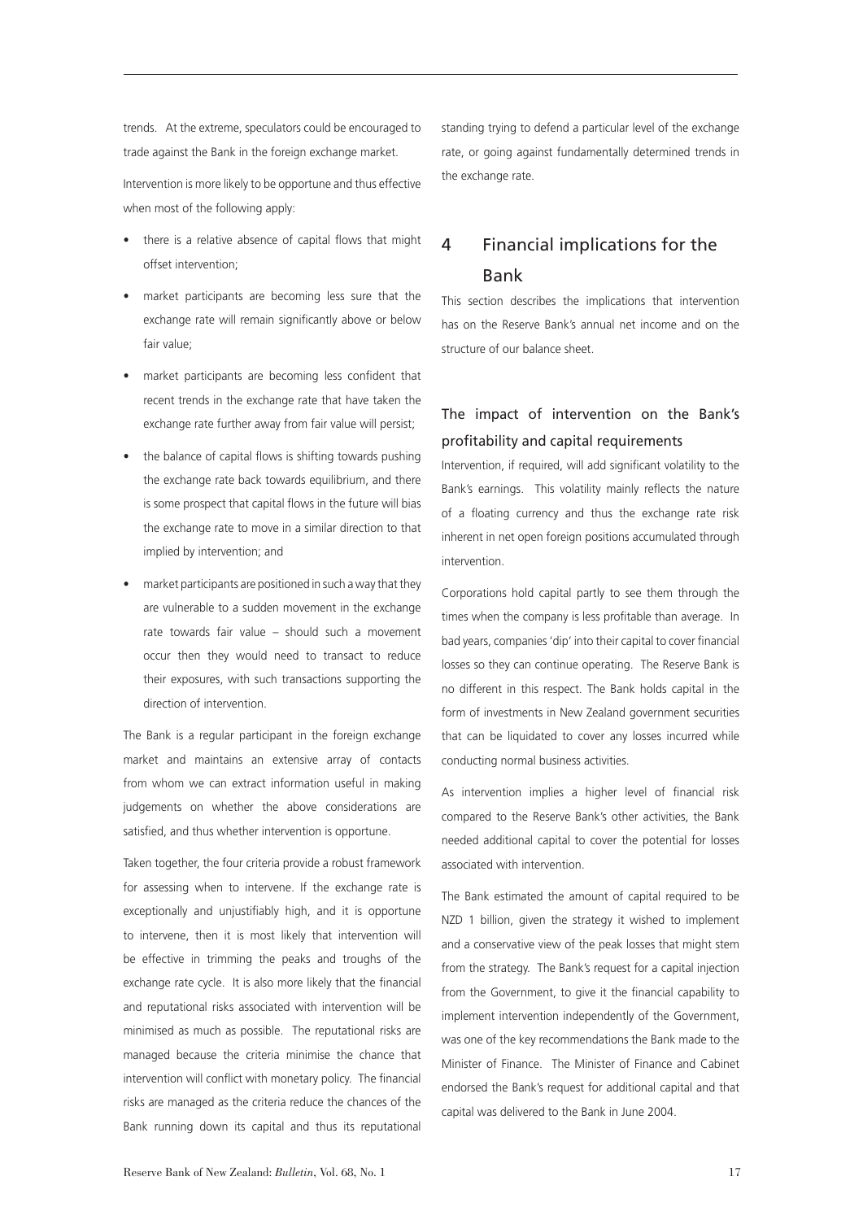trends. At the extreme, speculators could be encouraged to trade against the Bank in the foreign exchange market.

Intervention is more likely to be opportune and thus effective when most of the following apply:

- there is a relative absence of capital flows that might offset intervention;
- market participants are becoming less sure that the exchange rate will remain significantly above or below fair value;
- market participants are becoming less confident that recent trends in the exchange rate that have taken the exchange rate further away from fair value will persist;
- the balance of capital flows is shifting towards pushing the exchange rate back towards equilibrium, and there is some prospect that capital flows in the future will bias the exchange rate to move in a similar direction to that implied by intervention; and
- market participants are positioned in such a way that they are vulnerable to a sudden movement in the exchange rate towards fair value – should such a movement occur then they would need to transact to reduce their exposures, with such transactions supporting the direction of intervention.

The Bank is a regular participant in the foreign exchange market and maintains an extensive array of contacts from whom we can extract information useful in making judgements on whether the above considerations are satisfied, and thus whether intervention is opportune.

Taken together, the four criteria provide a robust framework for assessing when to intervene. If the exchange rate is exceptionally and unjustifiably high, and it is opportune to intervene, then it is most likely that intervention will be effective in trimming the peaks and troughs of the exchange rate cycle. It is also more likely that the financial and reputational risks associated with intervention will be minimised as much as possible. The reputational risks are managed because the criteria minimise the chance that intervention will conflict with monetary policy. The financial risks are managed as the criteria reduce the chances of the Bank running down its capital and thus its reputational standing trying to defend a particular level of the exchange rate, or going against fundamentally determined trends in the exchange rate.

## 4 Financial implications for the Bank

This section describes the implications that intervention has on the Reserve Bank's annual net income and on the structure of our balance sheet.

### The impact of intervention on the Bank's profitability and capital requirements

Intervention, if required, will add significant volatility to the Bank's earnings. This volatility mainly reflects the nature of a floating currency and thus the exchange rate risk inherent in net open foreign positions accumulated through intervention.

Corporations hold capital partly to see them through the times when the company is less profitable than average. In bad years, companies 'dip' into their capital to cover financial losses so they can continue operating. The Reserve Bank is no different in this respect. The Bank holds capital in the form of investments in New Zealand government securities that can be liquidated to cover any losses incurred while conducting normal business activities.

As intervention implies a higher level of financial risk compared to the Reserve Bank's other activities, the Bank needed additional capital to cover the potential for losses associated with intervention.

The Bank estimated the amount of capital required to be NZD 1 billion, given the strategy it wished to implement and a conservative view of the peak losses that might stem from the strategy. The Bank's request for a capital injection from the Government, to give it the financial capability to implement intervention independently of the Government, was one of the key recommendations the Bank made to the Minister of Finance. The Minister of Finance and Cabinet endorsed the Bank's request for additional capital and that capital was delivered to the Bank in June 2004.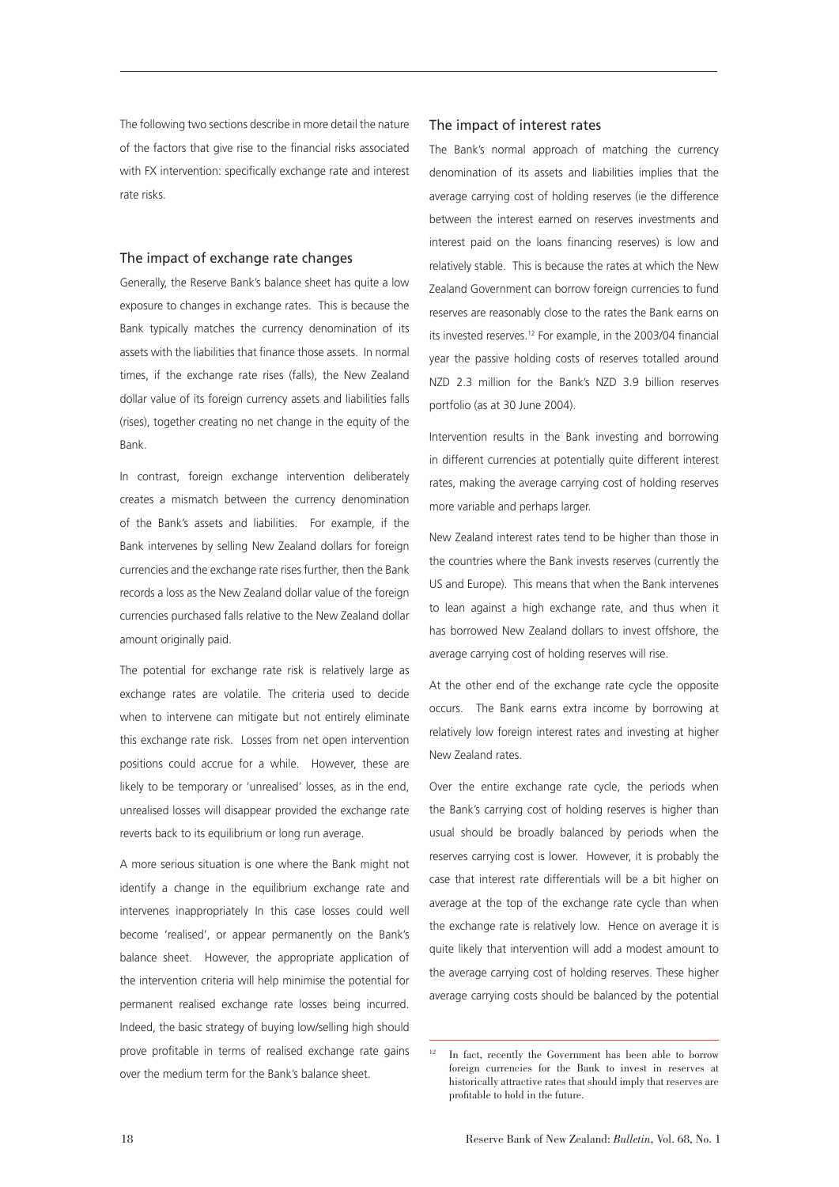The following two sections describe in more detail the nature of the factors that give rise to the financial risks associated with FX intervention: specifically exchange rate and interest rate risks.

### The impact of exchange rate changes

Generally, the Reserve Bank's balance sheet has quite a low exposure to changes in exchange rates. This is because the Bank typically matches the currency denomination of its assets with the liabilities that finance those assets. In normal times, if the exchange rate rises (falls), the New Zealand dollar value of its foreign currency assets and liabilities falls (rises), together creating no net change in the equity of the Bank.

In contrast, foreign exchange intervention deliberately creates a mismatch between the currency denomination of the Bank's assets and liabilities. For example, if the Bank intervenes by selling New Zealand dollars for foreign currencies and the exchange rate rises further, then the Bank records a loss as the New Zealand dollar value of the foreign currencies purchased falls relative to the New Zealand dollar amount originally paid.

The potential for exchange rate risk is relatively large as exchange rates are volatile. The criteria used to decide when to intervene can mitigate but not entirely eliminate this exchange rate risk. Losses from net open intervention positions could accrue for a while. However, these are likely to be temporary or 'unrealised' losses, as in the end, unrealised losses will disappear provided the exchange rate reverts back to its equilibrium or long run average.

A more serious situation is one where the Bank might not identify a change in the equilibrium exchange rate and intervenes inappropriately In this case losses could well become 'realised', or appear permanently on the Bank's balance sheet. However, the appropriate application of the intervention criteria will help minimise the potential for permanent realised exchange rate losses being incurred. Indeed, the basic strategy of buying low/selling high should prove profitable in terms of realised exchange rate gains over the medium term for the Bank's balance sheet.

### The impact of interest rates

The Bank's normal approach of matching the currency denomination of its assets and liabilities implies that the average carrying cost of holding reserves (ie the difference between the interest earned on reserves investments and interest paid on the loans financing reserves) is low and relatively stable. This is because the rates at which the New Zealand Government can borrow foreign currencies to fund reserves are reasonably close to the rates the Bank earns on its invested reserves.[12] For example, in the 2003/04 financial year the passive holding costs of reserves totalled around NZD 2.3 million for the Bank's NZD 3.9 billion reserves portfolio (as at 30 June 2004).

Intervention results in the Bank investing and borrowing in different currencies at potentially quite different interest rates, making the average carrying cost of holding reserves more variable and perhaps larger.

New Zealand interest rates tend to be higher than those in the countries where the Bank invests reserves (currently the US and Europe). This means that when the Bank intervenes to lean against a high exchange rate, and thus when it has borrowed New Zealand dollars to invest offshore, the average carrying cost of holding reserves will rise.

At the other end of the exchange rate cycle the opposite occurs. The Bank earns extra income by borrowing at relatively low foreign interest rates and investing at higher New Zealand rates.

Over the entire exchange rate cycle, the periods when the Bank's carrying cost of holding reserves is higher than usual should be broadly balanced by periods when the reserves carrying cost is lower. However, it is probably the case that interest rate differentials will be a bit higher on average at the top of the exchange rate cycle than when the exchange rate is relatively low. Hence on average it is quite likely that intervention will add a modest amount to the average carrying cost of holding reserves. These higher average carrying costs should be balanced by the potential

[12] In fact, recently the Government has been able to borrow foreign currencies for the Bank to invest in reserves at historically attractive rates that should imply that reserves are profitable to hold in the future.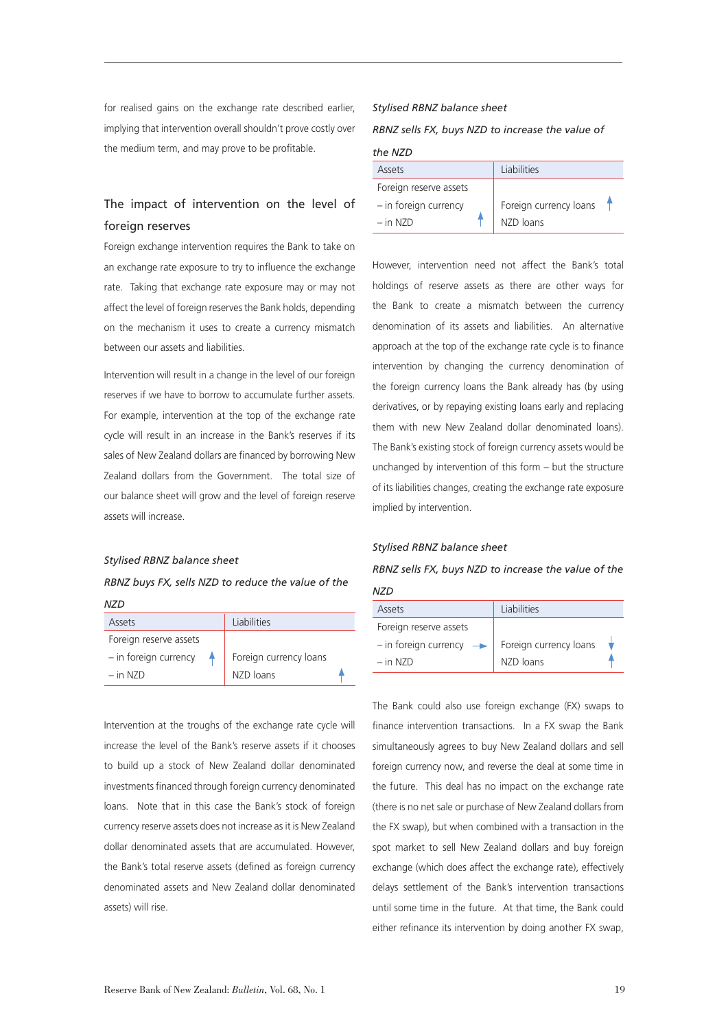for realised gains on the exchange rate described earlier, implying that intervention overall shouldn't prove costly over the medium term, and may prove to be profitable.

## The impact of intervention on the level of foreign reserves

Foreign exchange intervention requires the Bank to take on an exchange rate exposure to try to influence the exchange rate. Taking that exchange rate exposure may or may not affect the level of foreign reserves the Bank holds, depending on the mechanism it uses to create a currency mismatch between our assets and liabilities.

Intervention will result in a change in the level of our foreign reserves if we have to borrow to accumulate further assets. For example, intervention at the top of the exchange rate cycle will result in an increase in the Bank's reserves if its sales of New Zealand dollars are financed by borrowing New Zealand dollars from the Government. The total size of our balance sheet will grow and the level of foreign reserve assets will increase.

*Stylised RBNZ balance sheet*

*RBNZ buys FX, sells NZD to reduce the value of the NZD*

| Assets | Liabilities |
|---|---|
| Foreign reserve assets | |
| – in foreign currency ↑ | Foreign currency loans |
| – in NZD | NZD loans ↑ |

Intervention at the troughs of the exchange rate cycle will increase the level of the Bank's reserve assets if it chooses to build up a stock of New Zealand dollar denominated investments financed through foreign currency denominated loans. Note that in this case the Bank's stock of foreign currency reserve assets does not increase as it is New Zealand dollar denominated assets that are accumulated. However, the Bank's total reserve assets (defined as foreign currency denominated assets and New Zealand dollar denominated assets) will rise.

*Stylised RBNZ balance sheet*

*RBNZ sells FX, buys NZD to increase the value of the NZD*

| Assets | Liabilities |
|---|---|
| Foreign reserve assets | |
| – in foreign currency | Foreign currency loans ↑ |
| – in NZD ↑ | NZD loans |

However, intervention need not affect the Bank's total holdings of reserve assets as there are other ways for the Bank to create a mismatch between the currency denomination of its assets and liabilities. An alternative approach at the top of the exchange rate cycle is to finance intervention by changing the currency denomination of the foreign currency loans the Bank already has (by using derivatives, or by repaying existing loans early and replacing them with new New Zealand dollar denominated loans). The Bank's existing stock of foreign currency assets would be unchanged by intervention of this form – but the structure of its liabilities changes, creating the exchange rate exposure implied by intervention.

*Stylised RBNZ balance sheet*

*RBNZ sells FX, buys NZD to increase the value of the NZD*

| Assets | Liabilities |
|---|---|
| Foreign reserve assets | |
| – in foreign currency → | Foreign currency loans ↓ |
| – in NZD | NZD loans ↑ |

The Bank could also use foreign exchange (FX) swaps to finance intervention transactions. In a FX swap the Bank simultaneously agrees to buy New Zealand dollars and sell foreign currency now, and reverse the deal at some time in the future. This deal has no impact on the exchange rate (there is no net sale or purchase of New Zealand dollars from the FX swap), but when combined with a transaction in the spot market to sell New Zealand dollars and buy foreign exchange (which does affect the exchange rate), effectively delays settlement of the Bank's intervention transactions until some time in the future. At that time, the Bank could either refinance its intervention by doing another FX swap,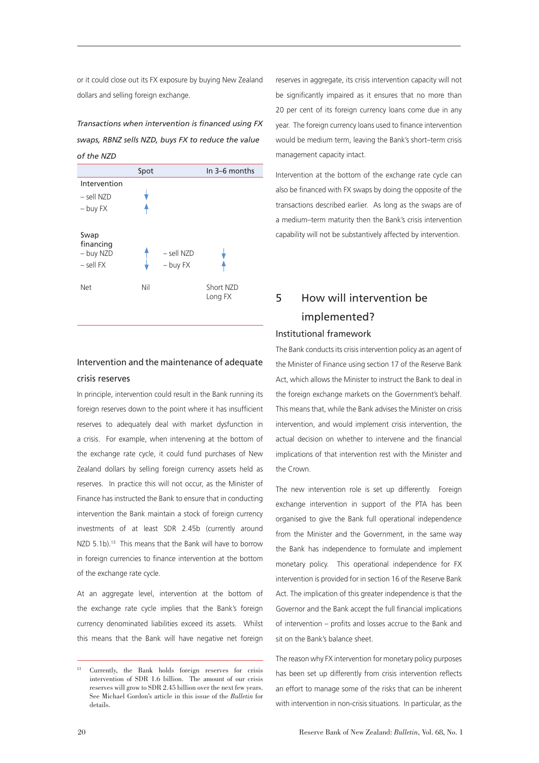or it could close out its FX exposure by buying New Zealand dollars and selling foreign exchange.

*Transactions when intervention is financed using FX swaps, RBNZ sells NZD, buys FX to reduce the value of the NZD*

| | Spot | | In 3–6 months |
|---|---|---|---|
| Intervention | | | |
| – sell NZD | ↓ | | |
| – buy FX | ↑ | | |
| Swap financing | | | |
| – buy NZD | ↑ | – sell NZD | ↓ |
| – sell FX | ↓ | – buy FX | ↑ |
| Net | Nil | | Short NZD Long FX |

### Intervention and the maintenance of adequate crisis reserves

In principle, intervention could result in the Bank running its foreign reserves down to the point where it has insufficient reserves to adequately deal with market dysfunction in a crisis. For example, when intervening at the bottom of the exchange rate cycle, it could fund purchases of New Zealand dollars by selling foreign currency assets held as reserves. In practice this will not occur, as the Minister of Finance has instructed the Bank to ensure that in conducting intervention the Bank maintain a stock of foreign currency investments of at least SDR 2.45b (currently around NZD 5.1b).[13] This means that the Bank will have to borrow in foreign currencies to finance intervention at the bottom of the exchange rate cycle.

At an aggregate level, intervention at the bottom of the exchange rate cycle implies that the Bank's foreign currency denominated liabilities exceed its assets. Whilst this means that the Bank will have negative net foreign reserves in aggregate, its crisis intervention capacity will not be significantly impaired as it ensures that no more than 20 per cent of its foreign currency loans come due in any year. The foreign currency loans used to finance intervention would be medium term, leaving the Bank's short–term crisis management capacity intact.

Intervention at the bottom of the exchange rate cycle can also be financed with FX swaps by doing the opposite of the transactions described earlier. As long as the swaps are of a medium–term maturity then the Bank's crisis intervention capability will not be substantively affected by intervention.

## 5 How will intervention be implemented?

### Institutional framework

The Bank conducts its crisis intervention policy as an agent of the Minister of Finance using section 17 of the Reserve Bank Act, which allows the Minister to instruct the Bank to deal in the foreign exchange markets on the Government's behalf. This means that, while the Bank advises the Minister on crisis intervention, and would implement crisis intervention, the actual decision on whether to intervene and the financial implications of that intervention rest with the Minister and the Crown.

The new intervention role is set up differently. Foreign exchange intervention in support of the PTA has been organised to give the Bank full operational independence from the Minister and the Government, in the same way the Bank has independence to formulate and implement monetary policy. This operational independence for FX intervention is provided for in section 16 of the Reserve Bank Act. The implication of this greater independence is that the Governor and the Bank accept the full financial implications of intervention – profits and losses accrue to the Bank and sit on the Bank's balance sheet.

The reason why FX intervention for monetary policy purposes has been set up differently from crisis intervention reflects an effort to manage some of the risks that can be inherent with intervention in non-crisis situations. In particular, as the

[13] Currently, the Bank holds foreign reserves for crisis intervention of SDR 1.6 billion. The amount of our crisis reserves will grow to SDR 2.45 billion over the next few years. See Michael Gordon's article in this issue of the *Bulletin* for details.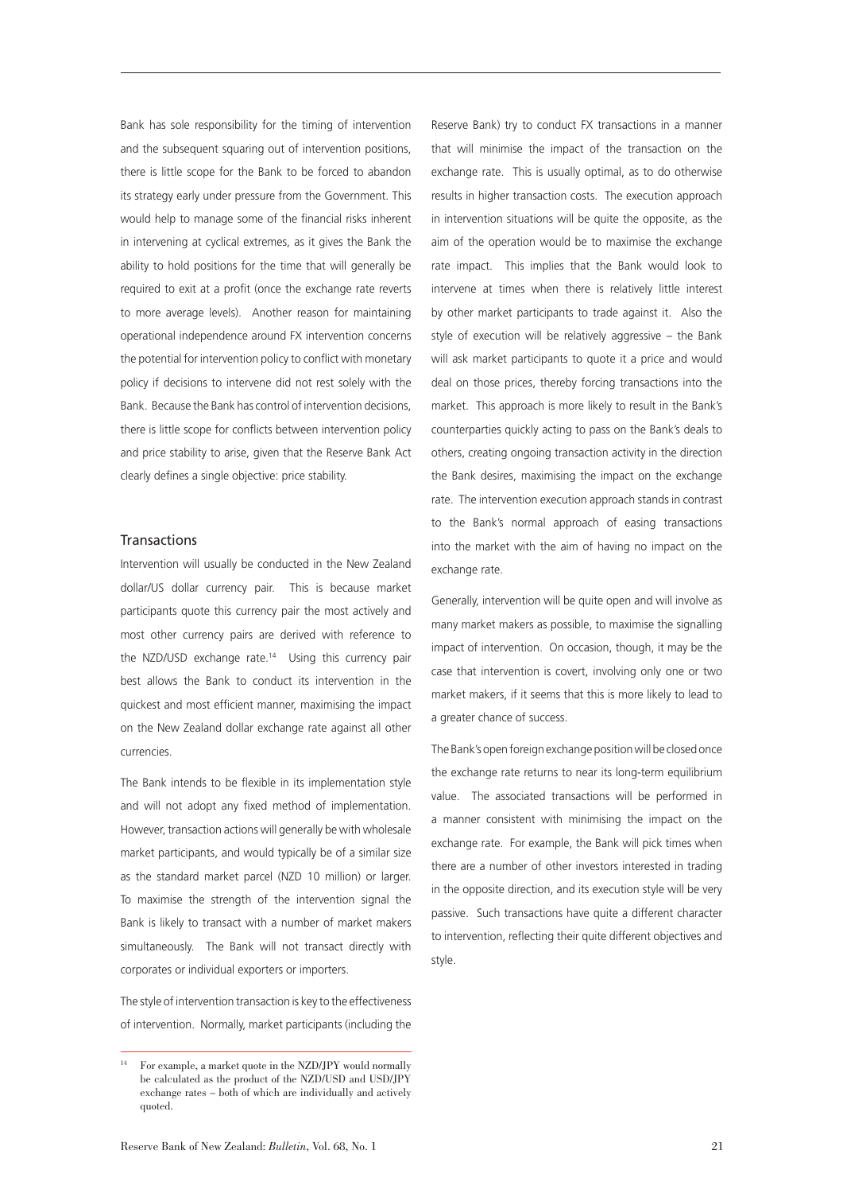Bank has sole responsibility for the timing of intervention and the subsequent squaring out of intervention positions, there is little scope for the Bank to be forced to abandon its strategy early under pressure from the Government. This would help to manage some of the financial risks inherent in intervening at cyclical extremes, as it gives the Bank the ability to hold positions for the time that will generally be required to exit at a profit (once the exchange rate reverts to more average levels). Another reason for maintaining operational independence around FX intervention concerns the potential for intervention policy to conflict with monetary policy if decisions to intervene did not rest solely with the Bank. Because the Bank has control of intervention decisions, there is little scope for conflicts between intervention policy and price stability to arise, given that the Reserve Bank Act clearly defines a single objective: price stability.

### Transactions

Intervention will usually be conducted in the New Zealand dollar/US dollar currency pair. This is because market participants quote this currency pair the most actively and most other currency pairs are derived with reference to the NZD/USD exchange rate.[14] Using this currency pair best allows the Bank to conduct its intervention in the quickest and most efficient manner, maximising the impact on the New Zealand dollar exchange rate against all other currencies.

The Bank intends to be flexible in its implementation style and will not adopt any fixed method of implementation. However, transaction actions will generally be with wholesale market participants, and would typically be of a similar size as the standard market parcel (NZD 10 million) or larger. To maximise the strength of the intervention signal the Bank is likely to transact with a number of market makers simultaneously. The Bank will not transact directly with corporates or individual exporters or importers.

The style of intervention transaction is key to the effectiveness of intervention. Normally, market participants (including the Reserve Bank) try to conduct FX transactions in a manner that will minimise the impact of the transaction on the exchange rate. This is usually optimal, as to do otherwise results in higher transaction costs. The execution approach in intervention situations will be quite the opposite, as the aim of the operation would be to maximise the exchange rate impact. This implies that the Bank would look to intervene at times when there is relatively little interest by other market participants to trade against it. Also the style of execution will be relatively aggressive – the Bank will ask market participants to quote it a price and would deal on those prices, thereby forcing transactions into the market. This approach is more likely to result in the Bank's counterparties quickly acting to pass on the Bank's deals to others, creating ongoing transaction activity in the direction the Bank desires, maximising the impact on the exchange rate. The intervention execution approach stands in contrast to the Bank's normal approach of easing transactions into the market with the aim of having no impact on the exchange rate.

Generally, intervention will be quite open and will involve as many market makers as possible, to maximise the signalling impact of intervention. On occasion, though, it may be the case that intervention is covert, involving only one or two market makers, if it seems that this is more likely to lead to a greater chance of success.

The Bank's open foreign exchange position will be closed once the exchange rate returns to near its long-term equilibrium value. The associated transactions will be performed in a manner consistent with minimising the impact on the exchange rate. For example, the Bank will pick times when there are a number of other investors interested in trading in the opposite direction, and its execution style will be very passive. Such transactions have quite a different character to intervention, reflecting their quite different objectives and style.

---

[14] For example, a market quote in the NZD/JPY would normally be calculated as the product of the NZD/USD and USD/JPY exchange rates – both of which are individually and actively quoted.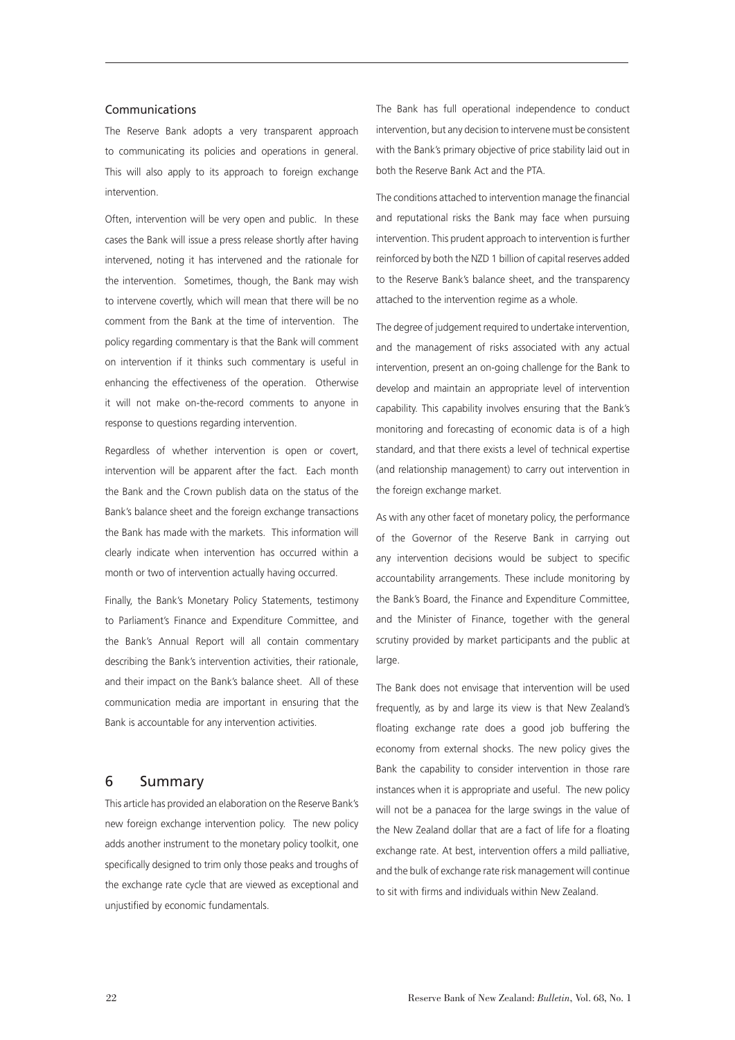### Communications

The Reserve Bank adopts a very transparent approach to communicating its policies and operations in general. This will also apply to its approach to foreign exchange intervention.

Often, intervention will be very open and public. In these cases the Bank will issue a press release shortly after having intervened, noting it has intervened and the rationale for the intervention. Sometimes, though, the Bank may wish to intervene covertly, which will mean that there will be no comment from the Bank at the time of intervention. The policy regarding commentary is that the Bank will comment on intervention if it thinks such commentary is useful in enhancing the effectiveness of the operation. Otherwise it will not make on-the-record comments to anyone in response to questions regarding intervention.

Regardless of whether intervention is open or covert, intervention will be apparent after the fact. Each month the Bank and the Crown publish data on the status of the Bank's balance sheet and the foreign exchange transactions the Bank has made with the markets. This information will clearly indicate when intervention has occurred within a month or two of intervention actually having occurred.

Finally, the Bank's Monetary Policy Statements, testimony to Parliament's Finance and Expenditure Committee, and the Bank's Annual Report will all contain commentary describing the Bank's intervention activities, their rationale, and their impact on the Bank's balance sheet. All of these communication media are important in ensuring that the Bank is accountable for any intervention activities.

## 6 Summary

This article has provided an elaboration on the Reserve Bank's new foreign exchange intervention policy. The new policy adds another instrument to the monetary policy toolkit, one specifically designed to trim only those peaks and troughs of the exchange rate cycle that are viewed as exceptional and unjustified by economic fundamentals.

The Bank has full operational independence to conduct intervention, but any decision to intervene must be consistent with the Bank's primary objective of price stability laid out in both the Reserve Bank Act and the PTA.

The conditions attached to intervention manage the financial and reputational risks the Bank may face when pursuing intervention. This prudent approach to intervention is further reinforced by both the NZD 1 billion of capital reserves added to the Reserve Bank's balance sheet, and the transparency attached to the intervention regime as a whole.

The degree of judgement required to undertake intervention, and the management of risks associated with any actual intervention, present an on-going challenge for the Bank to develop and maintain an appropriate level of intervention capability. This capability involves ensuring that the Bank's monitoring and forecasting of economic data is of a high standard, and that there exists a level of technical expertise (and relationship management) to carry out intervention in the foreign exchange market.

As with any other facet of monetary policy, the performance of the Governor of the Reserve Bank in carrying out any intervention decisions would be subject to specific accountability arrangements. These include monitoring by the Bank's Board, the Finance and Expenditure Committee, and the Minister of Finance, together with the general scrutiny provided by market participants and the public at large.

The Bank does not envisage that intervention will be used frequently, as by and large its view is that New Zealand's floating exchange rate does a good job buffering the economy from external shocks. The new policy gives the Bank the capability to consider intervention in those rare instances when it is appropriate and useful. The new policy will not be a panacea for the large swings in the value of the New Zealand dollar that are a fact of life for a floating exchange rate. At best, intervention offers a mild palliative, and the bulk of exchange rate risk management will continue to sit with firms and individuals within New Zealand.